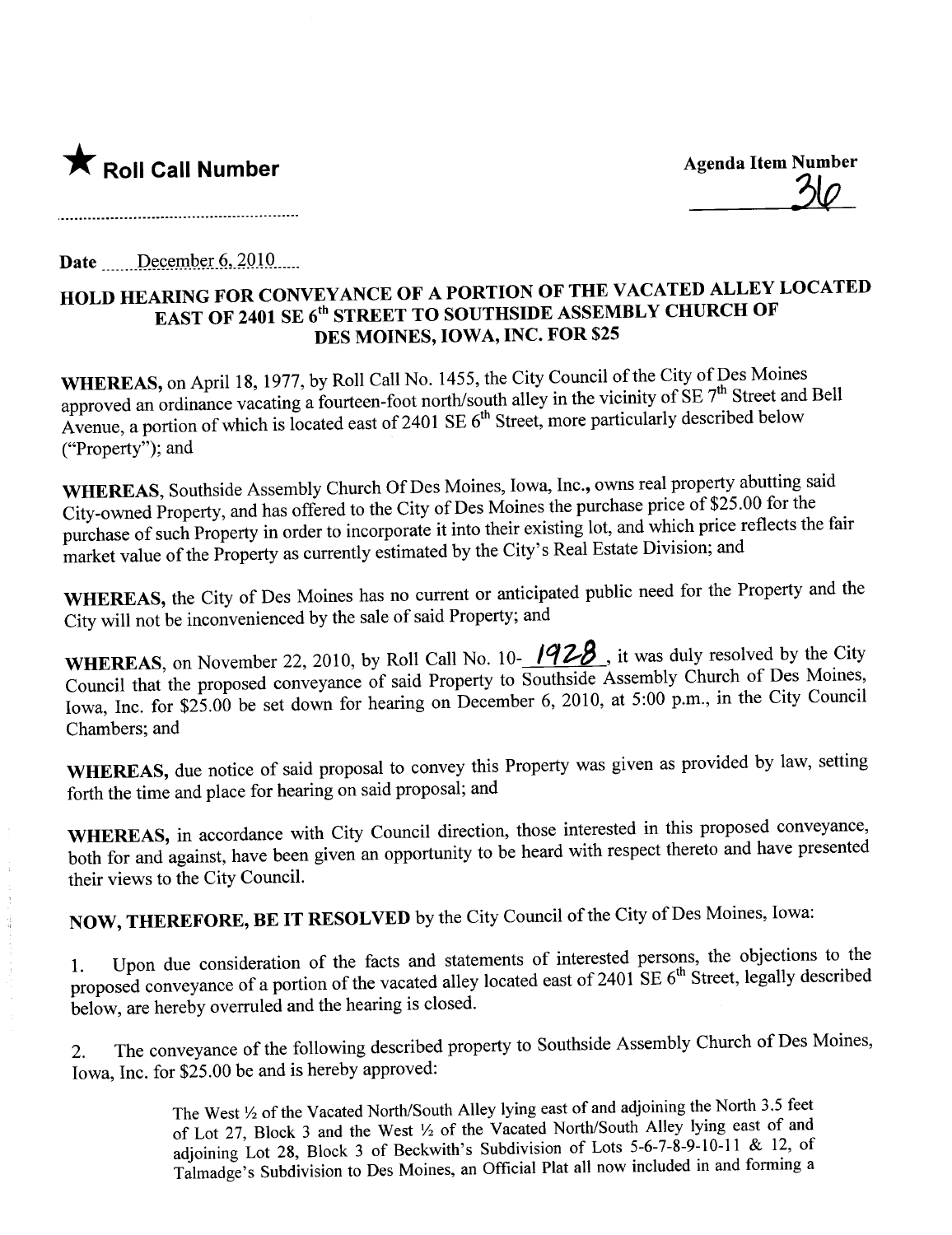★ **Roll Call Number**

..........................................................

**Agenda Item Number**

36

Date ........December 6, 2010......

## HOLD HEARING FOR CONVEYANCE OF A PORTION OF THE VACATED ALLEY LOCATED EAST OF 2401 SE 6th STREET TO SOUTHSIDE ASSEMBLY CHURCH OF DES MOINES, IOWA, INC. FOR $25

**WHEREAS,** on April 18, 1977, by Roll Call No. 1455, the City Council of the City of Des Moines approved an ordinance vacating a fourteen-foot north/south alley in the vicinity of SE 7th Street and Bell Avenue, a portion of which is located east of 2401 SE 6th Street, more particularly described below ("Property"); and

**WHEREAS,** Southside Assembly Church Of Des Moines, Iowa, Inc., owns real property abutting said City-owned Property, and has offered to the City of Des Moines the purchase price of $25.00 for the purchase of such Property in order to incorporate it into their existing lot, and which price reflects the fair market value of the Property as currently estimated by the City's Real Estate Division; and

**WHEREAS,** the City of Des Moines has no current or anticipated public need for the Property and the City will not be inconvenienced by the sale of said Property; and

**WHEREAS,** on November 22, 2010, by Roll Call No. 10-1928, it was duly resolved by the City Council that the proposed conveyance of said Property to Southside Assembly Church of Des Moines, Iowa, Inc. for $25.00 be set down for hearing on December 6, 2010, at 5:00 p.m., in the City Council Chambers; and

**WHEREAS,** due notice of said proposal to convey this Property was given as provided by law, setting forth the time and place for hearing on said proposal; and

**WHEREAS,** in accordance with City Council direction, those interested in this proposed conveyance, both for and against, have been given an opportunity to be heard with respect thereto and have presented their views to the City Council.

**NOW, THEREFORE, BE IT RESOLVED** by the City Council of the City of Des Moines, Iowa:

1. Upon due consideration of the facts and statements of interested persons, the objections to the proposed conveyance of a portion of the vacated alley located east of 2401 SE 6th Street, legally described below, are hereby overruled and the hearing is closed.

2. The conveyance of the following described property to Southside Assembly Church of Des Moines, Iowa, Inc. for $25.00 be and is hereby approved:

> The West ½ of the Vacated North/South Alley lying east of and adjoining the North 3.5 feet of Lot 27, Block 3 and the West ½ of the Vacated North/South Alley lying east of and adjoining Lot 28, Block 3 of Beckwith's Subdivision of Lots 5-6-7-8-9-10-11 & 12, of Talmadge's Subdivision to Des Moines, an Official Plat all now included in and forming a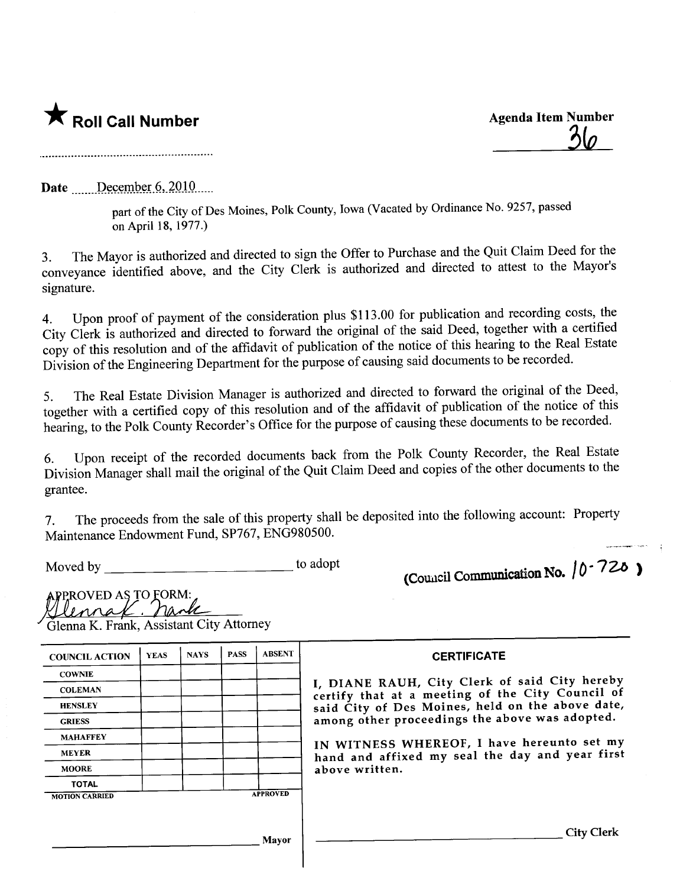★ **Roll Call Number**

..........................................................

**Agenda Item Number**

36

**Date** December 6, 2010

part of the City of Des Moines, Polk County, Iowa (Vacated by Ordinance No. 9257, passed on April 18, 1977.)

3. The Mayor is authorized and directed to sign the Offer to Purchase and the Quit Claim Deed for the conveyance identified above, and the City Clerk is authorized and directed to attest to the Mayor's signature.

4. Upon proof of payment of the consideration plus $113.00 for publication and recording costs, the City Clerk is authorized and directed to forward the original of the said Deed, together with a certified copy of this resolution and of the affidavit of publication of the notice of this hearing to the Real Estate Division of the Engineering Department for the purpose of causing said documents to be recorded.

5. The Real Estate Division Manager is authorized and directed to forward the original of the Deed, together with a certified copy of this resolution and of the affidavit of publication of the notice of this hearing, to the Polk County Recorder's Office for the purpose of causing these documents to be recorded.

6. Upon receipt of the recorded documents back from the Polk County Recorder, the Real Estate Division Manager shall mail the original of the Quit Claim Deed and copies of the other documents to the grantee.

7. The proceeds from the sale of this property shall be deposited into the following account: Property Maintenance Endowment Fund, SP767, ENG980500.

Moved by ______________________________ to adopt

(Council Communication No. 10-720)

APPROVED AS TO FORM:

Glenna K. Frank

Glenna K. Frank, Assistant City Attorney

| COUNCIL ACTION | YEAS | NAYS | PASS | ABSENT |
|---|---|---|---|---|
| COWNIE | | | | |
| COLEMAN | | | | |
| HENSLEY | | | | |
| GRIESS | | | | |
| MAHAFFEY | | | | |
| MEYER | | | | |
| MOORE | | | | |
| TOTAL | | | | |
| MOTION CARRIED | | | | APPROVED |

______________________________ Mayor

**CERTIFICATE**

I, DIANE RAUH, City Clerk of said City hereby certify that at a meeting of the City Council of said City of Des Moines, held on the above date, among other proceedings the above was adopted.

IN WITNESS WHEREOF, I have hereunto set my hand and affixed my seal the day and year first above written.

______________________________ City Clerk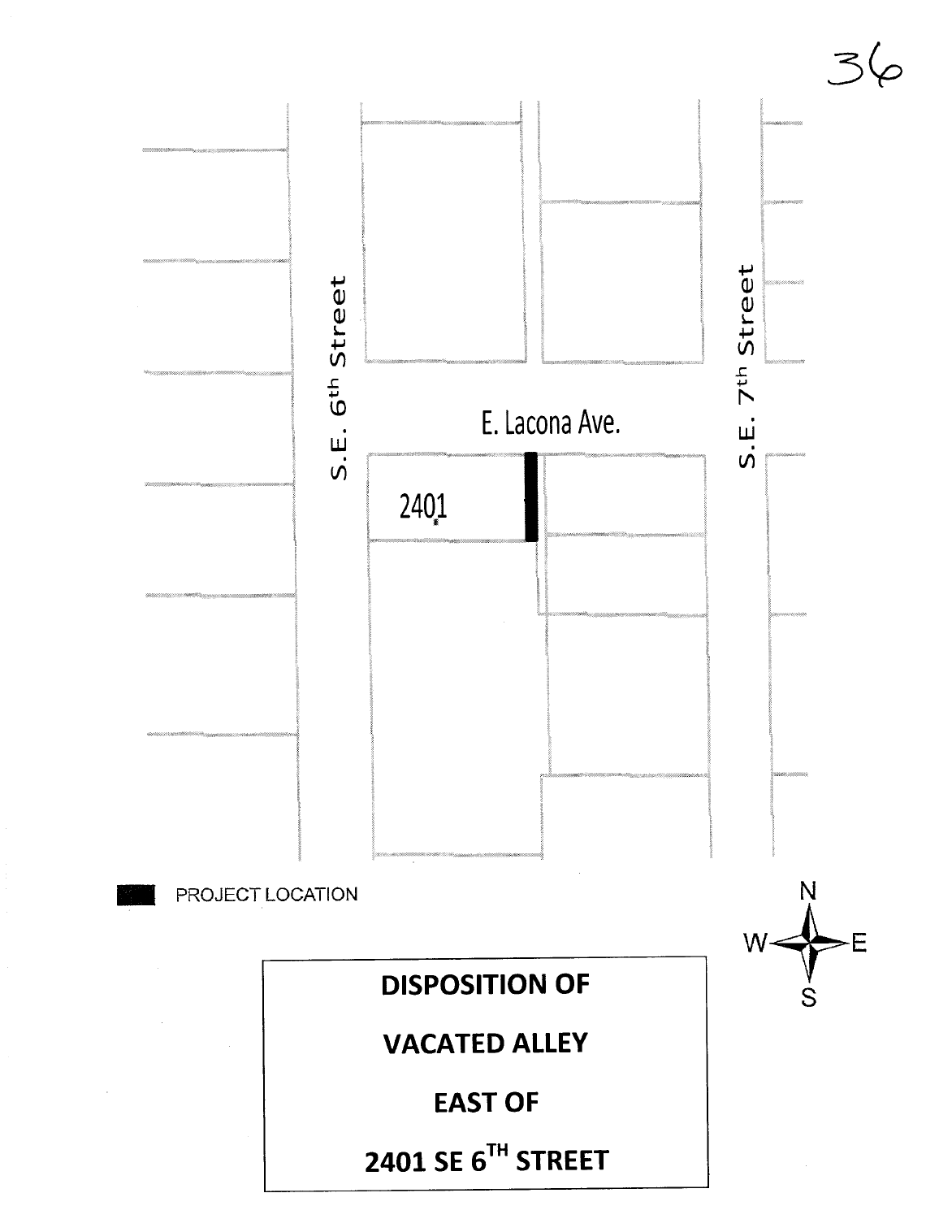S.E. 6th Street

S.E. 7th Street

E. Lacona Ave.

2401

PROJECT LOCATION

N
W E
S

**DISPOSITION OF**

**VACATED ALLEY**

**EAST OF**

**2401 SE 6TH STREET**